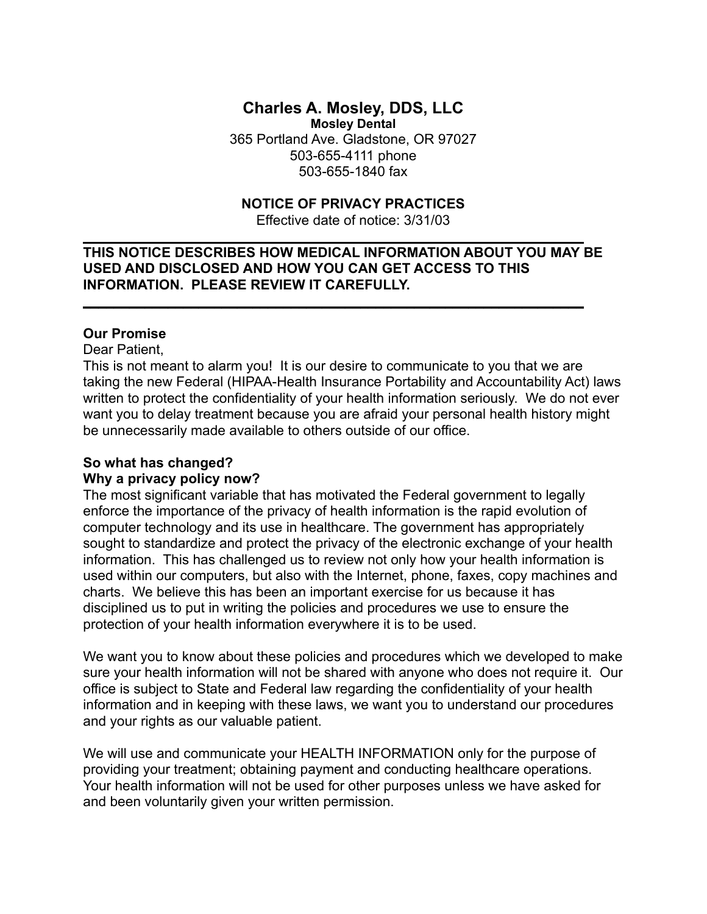# Charles A. Mosley, DDS, LLC

**Mosley Dental**

365 Portland Ave. Gladstone, OR 97027

503-655-4111 phone

503-655-1840 fax

## NOTICE OF PRIVACY PRACTICES

Effective date of notice: 3/31/03

---

**THIS NOTICE DESCRIBES HOW MEDICAL INFORMATION ABOUT YOU MAY BE USED AND DISCLOSED AND HOW YOU CAN GET ACCESS TO THIS INFORMATION. PLEASE REVIEW IT CAREFULLY.**

---

**Our Promise**

Dear Patient,

This is not meant to alarm you! It is our desire to communicate to you that we are taking the new Federal (HIPAA-Health Insurance Portability and Accountability Act) laws written to protect the confidentiality of your health information seriously. We do not ever want you to delay treatment because you are afraid your personal health history might be unnecessarily made available to others outside of our office.

**So what has changed?**
**Why a privacy policy now?**

The most significant variable that has motivated the Federal government to legally enforce the importance of the privacy of health information is the rapid evolution of computer technology and its use in healthcare. The government has appropriately sought to standardize and protect the privacy of the electronic exchange of your health information. This has challenged us to review not only how your health information is used within our computers, but also with the Internet, phone, faxes, copy machines and charts. We believe this has been an important exercise for us because it has disciplined us to put in writing the policies and procedures we use to ensure the protection of your health information everywhere it is to be used.

We want you to know about these policies and procedures which we developed to make sure your health information will not be shared with anyone who does not require it. Our office is subject to State and Federal law regarding the confidentiality of your health information and in keeping with these laws, we want you to understand our procedures and your rights as our valuable patient.

We will use and communicate your HEALTH INFORMATION only for the purpose of providing your treatment; obtaining payment and conducting healthcare operations. Your health information will not be used for other purposes unless we have asked for and been voluntarily given your written permission.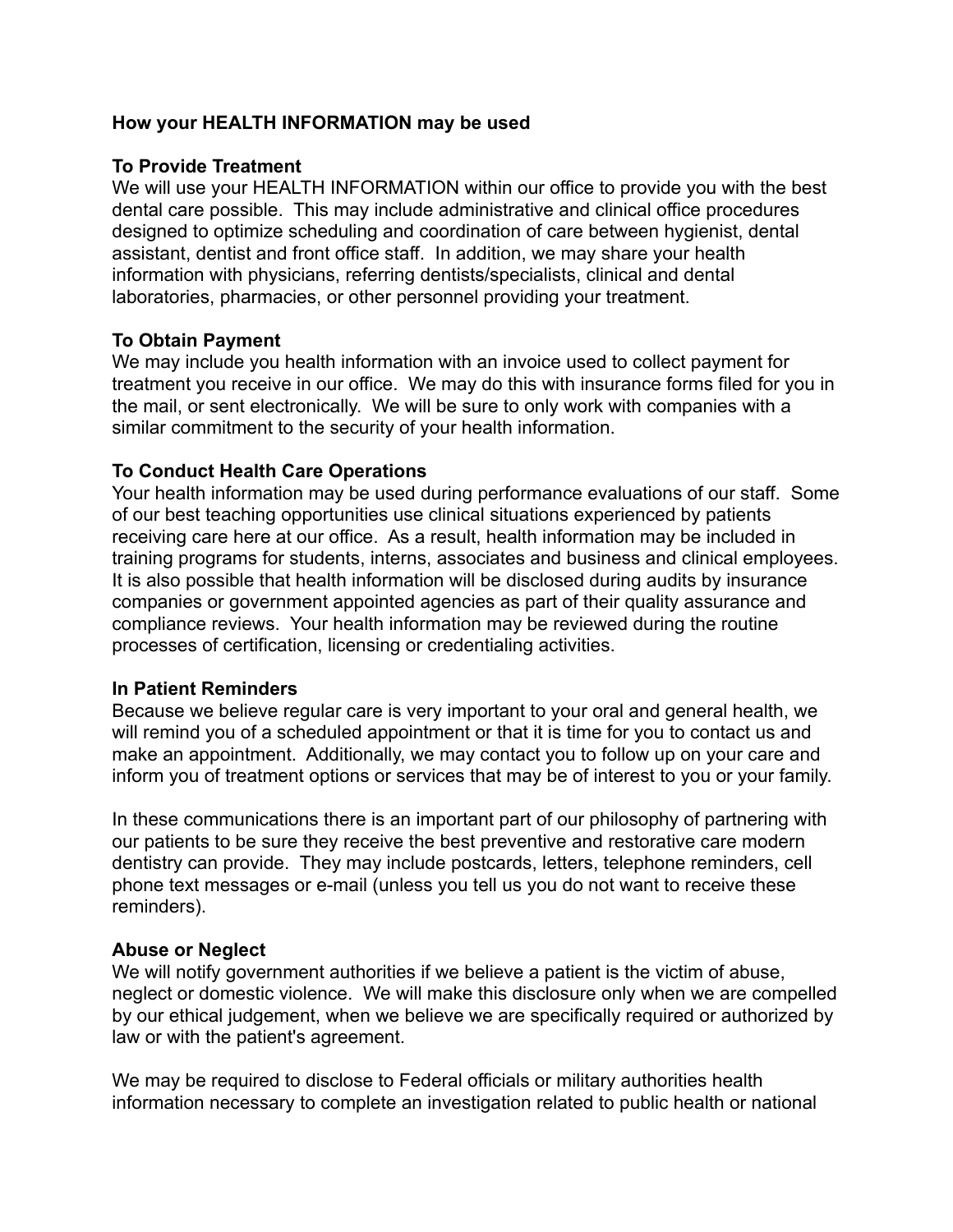**How your HEALTH INFORMATION may be used**

**To Provide Treatment**
We will use your HEALTH INFORMATION within our office to provide you with the best dental care possible. This may include administrative and clinical office procedures designed to optimize scheduling and coordination of care between hygienist, dental assistant, dentist and front office staff. In addition, we may share your health information with physicians, referring dentists/specialists, clinical and dental laboratories, pharmacies, or other personnel providing your treatment.

**To Obtain Payment**
We may include you health information with an invoice used to collect payment for treatment you receive in our office. We may do this with insurance forms filed for you in the mail, or sent electronically. We will be sure to only work with companies with a similar commitment to the security of your health information.

**To Conduct Health Care Operations**
Your health information may be used during performance evaluations of our staff. Some of our best teaching opportunities use clinical situations experienced by patients receiving care here at our office. As a result, health information may be included in training programs for students, interns, associates and business and clinical employees. It is also possible that health information will be disclosed during audits by insurance companies or government appointed agencies as part of their quality assurance and compliance reviews. Your health information may be reviewed during the routine processes of certification, licensing or credentialing activities.

**In Patient Reminders**
Because we believe regular care is very important to your oral and general health, we will remind you of a scheduled appointment or that it is time for you to contact us and make an appointment. Additionally, we may contact you to follow up on your care and inform you of treatment options or services that may be of interest to you or your family.

In these communications there is an important part of our philosophy of partnering with our patients to be sure they receive the best preventive and restorative care modern dentistry can provide. They may include postcards, letters, telephone reminders, cell phone text messages or e-mail (unless you tell us you do not want to receive these reminders).

**Abuse or Neglect**
We will notify government authorities if we believe a patient is the victim of abuse, neglect or domestic violence. We will make this disclosure only when we are compelled by our ethical judgement, when we believe we are specifically required or authorized by law or with the patient's agreement.

We may be required to disclose to Federal officials or military authorities health information necessary to complete an investigation related to public health or national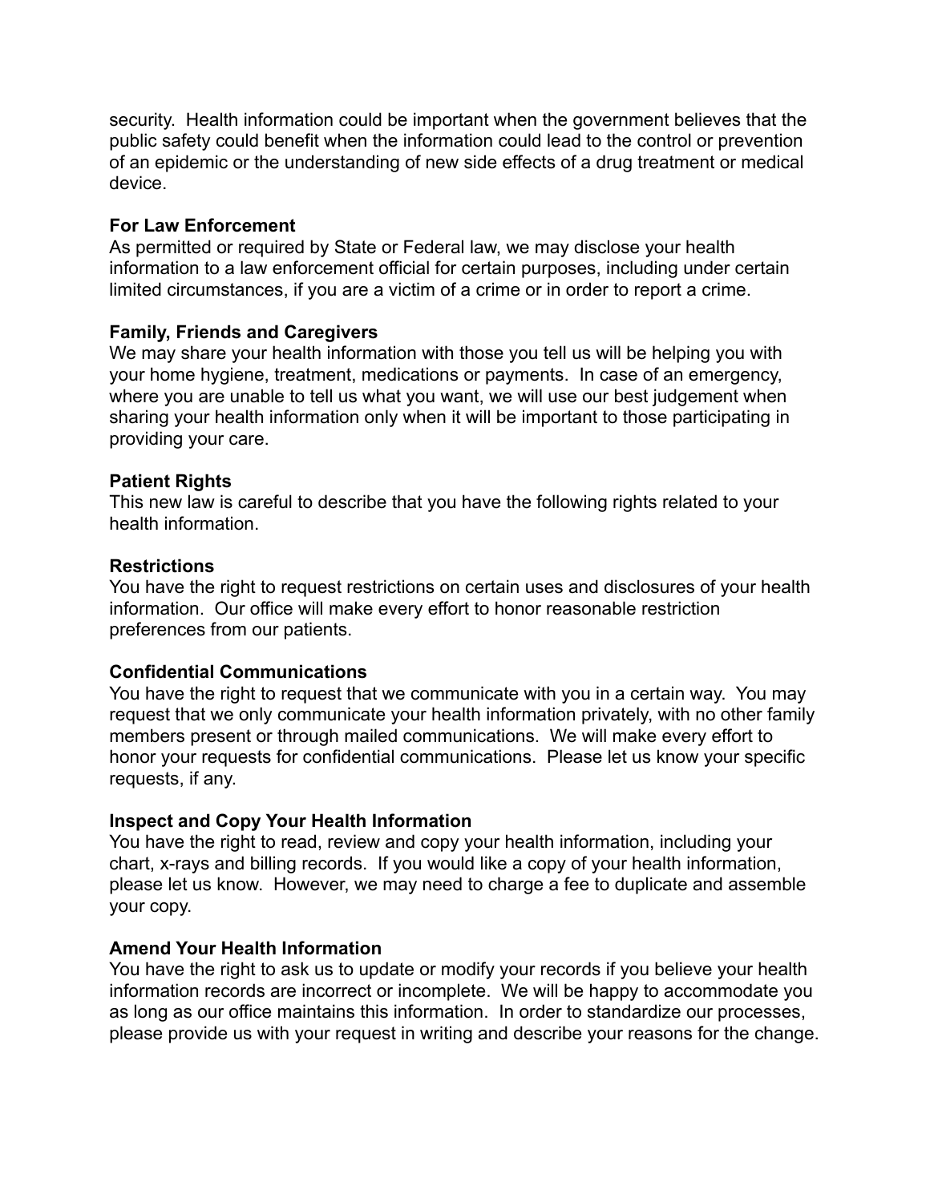security.  Health information could be important when the government believes that the public safety could benefit when the information could lead to the control or prevention of an epidemic or the understanding of new side effects of a drug treatment or medical device.

**For Law Enforcement**
As permitted or required by State or Federal law, we may disclose your health information to a law enforcement official for certain purposes, including under certain limited circumstances, if you are a victim of a crime or in order to report a crime.

**Family, Friends and Caregivers**
We may share your health information with those you tell us will be helping you with your home hygiene, treatment, medications or payments.  In case of an emergency, where you are unable to tell us what you want, we will use our best judgement when sharing your health information only when it will be important to those participating in providing your care.

**Patient Rights**
This new law is careful to describe that you have the following rights related to your health information.

**Restrictions**
You have the right to request restrictions on certain uses and disclosures of your health information.  Our office will make every effort to honor reasonable restriction preferences from our patients.

**Confidential Communications**
You have the right to request that we communicate with you in a certain way.  You may request that we only communicate your health information privately, with no other family members present or through mailed communications.  We will make every effort to honor your requests for confidential communications.  Please let us know your specific requests, if any.

**Inspect and Copy Your Health Information**
You have the right to read, review and copy your health information, including your chart, x-rays and billing records.  If you would like a copy of your health information, please let us know.  However, we may need to charge a fee to duplicate and assemble your copy.

**Amend Your Health Information**
You have the right to ask us to update or modify your records if you believe your health information records are incorrect or incomplete.  We will be happy to accommodate you as long as our office maintains this information.  In order to standardize our processes, please provide us with your request in writing and describe your reasons for the change.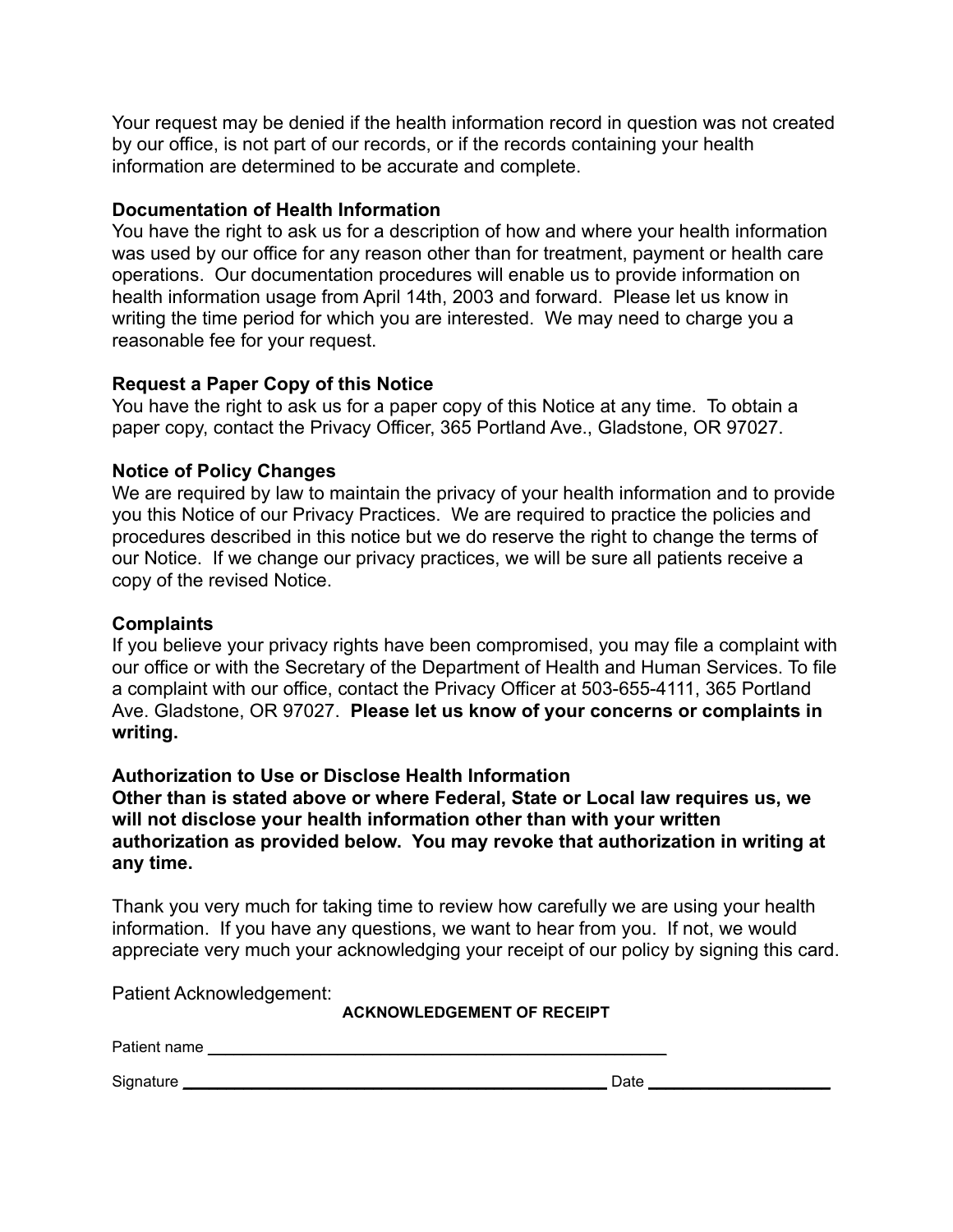Your request may be denied if the health information record in question was not created by our office, is not part of our records, or if the records containing your health information are determined to be accurate and complete.

**Documentation of Health Information**

You have the right to ask us for a description of how and where your health information was used by our office for any reason other than for treatment, payment or health care operations. Our documentation procedures will enable us to provide information on health information usage from April 14th, 2003 and forward. Please let us know in writing the time period for which you are interested. We may need to charge you a reasonable fee for your request.

**Request a Paper Copy of this Notice**

You have the right to ask us for a paper copy of this Notice at any time. To obtain a paper copy, contact the Privacy Officer, 365 Portland Ave., Gladstone, OR 97027.

**Notice of Policy Changes**

We are required by law to maintain the privacy of your health information and to provide you this Notice of our Privacy Practices. We are required to practice the policies and procedures described in this notice but we do reserve the right to change the terms of our Notice. If we change our privacy practices, we will be sure all patients receive a copy of the revised Notice.

**Complaints**

If you believe your privacy rights have been compromised, you may file a complaint with our office or with the Secretary of the Department of Health and Human Services. To file a complaint with our office, contact the Privacy Officer at 503-655-4111, 365 Portland Ave. Gladstone, OR 97027. **Please let us know of your concerns or complaints in writing.**

**Authorization to Use or Disclose Health Information**

**Other than is stated above or where Federal, State or Local law requires us, we will not disclose your health information other than with your written authorization as provided below. You may revoke that authorization in writing at any time.**

Thank you very much for taking time to review how carefully we are using your health information. If you have any questions, we want to hear from you. If not, we would appreciate very much your acknowledging your receipt of our policy by signing this card.

Patient Acknowledgement:

**ACKNOWLEDGEMENT OF RECEIPT**

Patient name ______________________________________________

Signature ____________________________________________ Date __________________